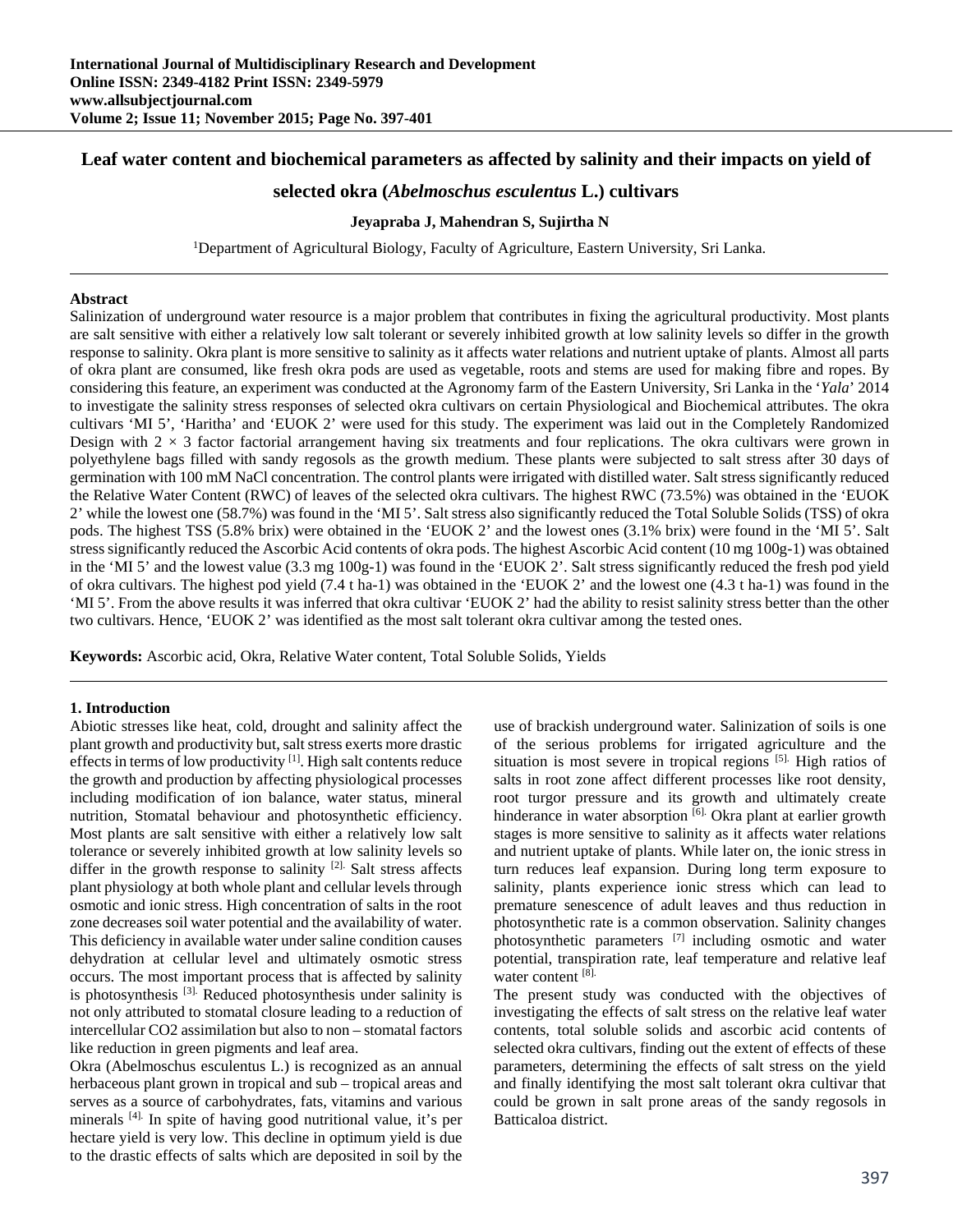# Leaf water content and biochemical parameters as affected by salinity and their impacts on yield of selected okra (*Abelmoschus esculentus* L.) cultivars

**Jeyapraba J, Mahendran S, Sujirtha N**

[1]Department of Agricultural Biology, Faculty of Agriculture, Eastern University, Sri Lanka.

## Abstract

Salinization of underground water resource is a major problem that contributes in fixing the agricultural productivity. Most plants are salt sensitive with either a relatively low salt tolerant or severely inhibited growth at low salinity levels so differ in the growth response to salinity. Okra plant is more sensitive to salinity as it affects water relations and nutrient uptake of plants. Almost all parts of okra plant are consumed, like fresh okra pods are used as vegetable, roots and stems are used for making fibre and ropes. By considering this feature, an experiment was conducted at the Agronomy farm of the Eastern University, Sri Lanka in the '*Yala*' 2014 to investigate the salinity stress responses of selected okra cultivars on certain Physiological and Biochemical attributes. The okra cultivars 'MI 5', 'Haritha' and 'EUOK 2' were used for this study. The experiment was laid out in the Completely Randomized Design with 2 × 3 factor factorial arrangement having six treatments and four replications. The okra cultivars were grown in polyethylene bags filled with sandy regosols as the growth medium. These plants were subjected to salt stress after 30 days of germination with 100 mM NaCl concentration. The control plants were irrigated with distilled water. Salt stress significantly reduced the Relative Water Content (RWC) of leaves of the selected okra cultivars. The highest RWC (73.5%) was obtained in the 'EUOK 2' while the lowest one (58.7%) was found in the 'MI 5'. Salt stress also significantly reduced the Total Soluble Solids (TSS) of okra pods. The highest TSS (5.8% brix) were obtained in the 'EUOK 2' and the lowest ones (3.1% brix) were found in the 'MI 5'. Salt stress significantly reduced the Ascorbic Acid contents of okra pods. The highest Ascorbic Acid content (10 mg 100g-1) was obtained in the 'MI 5' and the lowest value (3.3 mg 100g-1) was found in the 'EUOK 2'. Salt stress significantly reduced the fresh pod yield of okra cultivars. The highest pod yield (7.4 t ha-1) was obtained in the 'EUOK 2' and the lowest one (4.3 t ha-1) was found in the 'MI 5'. From the above results it was inferred that okra cultivar 'EUOK 2' had the ability to resist salinity stress better than the other two cultivars. Hence, 'EUOK 2' was identified as the most salt tolerant okra cultivar among the tested ones.

**Keywords:** Ascorbic acid, Okra, Relative Water content, Total Soluble Solids, Yields

## 1. Introduction

Abiotic stresses like heat, cold, drought and salinity affect the plant growth and productivity but, salt stress exerts more drastic effects in terms of low productivity [1]. High salt contents reduce the growth and production by affecting physiological processes including modification of ion balance, water status, mineral nutrition, Stomatal behaviour and photosynthetic efficiency. Most plants are salt sensitive with either a relatively low salt tolerance or severely inhibited growth at low salinity levels so differ in the growth response to salinity [2]. Salt stress affects plant physiology at both whole plant and cellular levels through osmotic and ionic stress. High concentration of salts in the root zone decreases soil water potential and the availability of water. This deficiency in available water under saline condition causes dehydration at cellular level and ultimately osmotic stress occurs. The most important process that is affected by salinity is photosynthesis [3]. Reduced photosynthesis under salinity is not only attributed to stomatal closure leading to a reduction of intercellular $CO_2$ assimilation but also to non – stomatal factors like reduction in green pigments and leaf area.

Okra (Abelmoschus esculentus L.) is recognized as an annual herbaceous plant grown in tropical and sub – tropical areas and serves as a source of carbohydrates, fats, vitamins and various minerals [4]. In spite of having good nutritional value, it's per hectare yield is very low. This decline in optimum yield is due to the drastic effects of salts which are deposited in soil by the use of brackish underground water. Salinization of soils is one of the serious problems for irrigated agriculture and the situation is most severe in tropical regions [5]. High ratios of salts in root zone affect different processes like root density, root turgor pressure and its growth and ultimately create hinderance in water absorption [6]. Okra plant at earlier growth stages is more sensitive to salinity as it affects water relations and nutrient uptake of plants. While later on, the ionic stress in turn reduces leaf expansion. During long term exposure to salinity, plants experience ionic stress which can lead to premature senescence of adult leaves and thus reduction in photosynthetic rate is a common observation. Salinity changes photosynthetic parameters [7] including osmotic and water potential, transpiration rate, leaf temperature and relative leaf water content [8].

The present study was conducted with the objectives of investigating the effects of salt stress on the relative leaf water contents, total soluble solids and ascorbic acid contents of selected okra cultivars, finding out the extent of effects of these parameters, determining the effects of salt stress on the yield and finally identifying the most salt tolerant okra cultivar that could be grown in salt prone areas of the sandy regosols in Batticaloa district.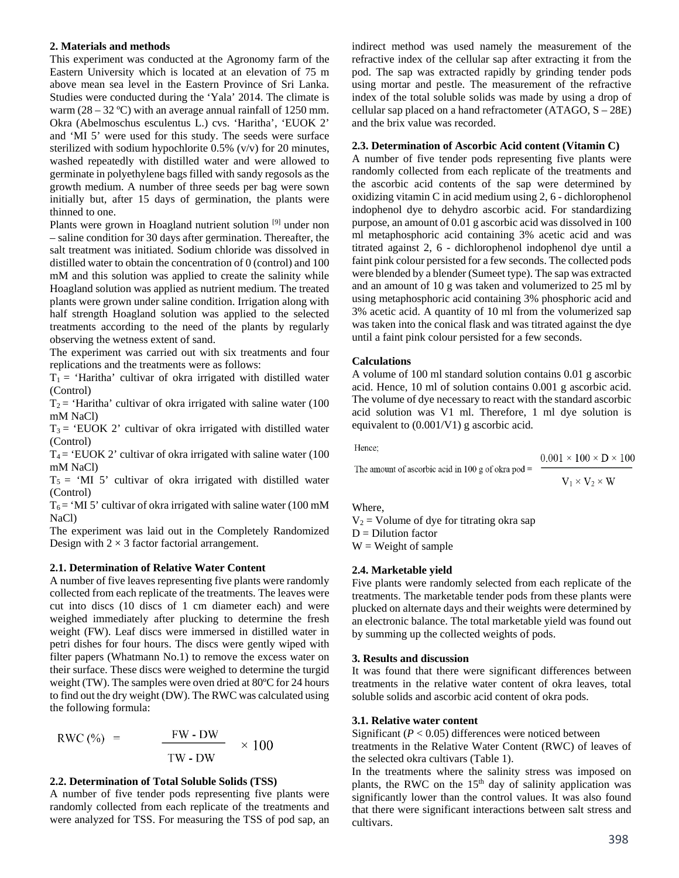## 2. Materials and methods

This experiment was conducted at the Agronomy farm of the Eastern University which is located at an elevation of 75 m above mean sea level in the Eastern Province of Sri Lanka. Studies were conducted during the 'Yala' 2014. The climate is warm (28 – 32 ºC) with an average annual rainfall of 1250 mm. Okra (Abelmoschus esculentus L.) cvs. 'Haritha', 'EUOK 2' and 'MI 5' were used for this study. The seeds were surface sterilized with sodium hypochlorite 0.5% (v/v) for 20 minutes, washed repeatedly with distilled water and were allowed to germinate in polyethylene bags filled with sandy regosols as the growth medium. A number of three seeds per bag were sown initially but, after 15 days of germination, the plants were thinned to one.

Plants were grown in Hoagland nutrient solution [9] under non – saline condition for 30 days after germination. Thereafter, the salt treatment was initiated. Sodium chloride was dissolved in distilled water to obtain the concentration of 0 (control) and 100 mM and this solution was applied to create the salinity while Hoagland solution was applied as nutrient medium. The treated plants were grown under saline condition. Irrigation along with half strength Hoagland solution was applied to the selected treatments according to the need of the plants by regularly observing the wetness extent of sand.

The experiment was carried out with six treatments and four replications and the treatments were as follows:

$T_1$ = 'Haritha' cultivar of okra irrigated with distilled water (Control)

$T_2$ = 'Haritha' cultivar of okra irrigated with saline water (100 mM NaCl)

$T_3$ = 'EUOK 2' cultivar of okra irrigated with distilled water (Control)

$T_4$ = 'EUOK 2' cultivar of okra irrigated with saline water (100 mM NaCl)

$T_5$ = 'MI 5' cultivar of okra irrigated with distilled water (Control)

$T_6$ = 'MI 5' cultivar of okra irrigated with saline water (100 mM NaCl)

The experiment was laid out in the Completely Randomized Design with 2 × 3 factor factorial arrangement.

### 2.1. Determination of Relative Water Content

A number of five leaves representing five plants were randomly collected from each replicate of the treatments. The leaves were cut into discs (10 discs of 1 cm diameter each) and were weighed immediately after plucking to determine the fresh weight (FW). Leaf discs were immersed in distilled water in petri dishes for four hours. The discs were gently wiped with filter papers (Whatmann No.1) to remove the excess water on their surface. These discs were weighed to determine the turgid weight (TW). The samples were oven dried at 80ºC for 24 hours to find out the dry weight (DW). The RWC was calculated using the following formula:

$$\text{RWC (\%)} = \frac{\text{FW - DW}}{\text{TW - DW}} \times 100$$

### 2.2. Determination of Total Soluble Solids (TSS)

A number of five tender pods representing five plants were randomly collected from each replicate of the treatments and were analyzed for TSS. For measuring the TSS of pod sap, an indirect method was used namely the measurement of the refractive index of the cellular sap after extracting it from the pod. The sap was extracted rapidly by grinding tender pods using mortar and pestle. The measurement of the refractive index of the total soluble solids was made by using a drop of cellular sap placed on a hand refractometer (ATAGO, S – 28E) and the brix value was recorded.

### 2.3. Determination of Ascorbic Acid content (Vitamin C)

A number of five tender pods representing five plants were randomly collected from each replicate of the treatments and the ascorbic acid contents of the sap were determined by oxidizing vitamin C in acid medium using 2, 6 - dichlorophenol indophenol dye to dehydro ascorbic acid. For standardizing purpose, an amount of 0.01 g ascorbic acid was dissolved in 100 ml metaphosphoric acid containing 3% acetic acid and was titrated against 2, 6 - dichlorophenol indophenol dye until a faint pink colour persisted for a few seconds. The collected pods were blended by a blender (Sumeet type). The sap was extracted and an amount of 10 g was taken and volumerized to 25 ml by using metaphosphoric acid containing 3% phosphoric acid and 3% acetic acid. A quantity of 10 ml from the volumerized sap was taken into the conical flask and was titrated against the dye until a faint pink colour persisted for a few seconds.

**Calculations**

A volume of 100 ml standard solution contains 0.01 g ascorbic acid. Hence, 10 ml of solution contains 0.001 g ascorbic acid. The volume of dye necessary to react with the standard ascorbic acid solution was V1 ml. Therefore, 1 ml dye solution is equivalent to (0.001/V1) g ascorbic acid.

Hence;

$$\text{The amount of ascorbic acid in 100 g of okra pod} = \frac{0.001 \times 100 \times D \times 100}{V_1 \times V_2 \times W}$$

Where,

$V_2$ = Volume of dye for titrating okra sap

D = Dilution factor

W = Weight of sample

### 2.4. Marketable yield

Five plants were randomly selected from each replicate of the treatments. The marketable tender pods from these plants were plucked on alternate days and their weights were determined by an electronic balance. The total marketable yield was found out by summing up the collected weights of pods.

## 3. Results and discussion

It was found that there were significant differences between treatments in the relative water content of okra leaves, total soluble solids and ascorbic acid content of okra pods.

### 3.1. Relative water content

Significant ($P < 0.05$) differences were noticed between treatments in the Relative Water Content (RWC) of leaves of the selected okra cultivars (Table 1).

In the treatments where the salinity stress was imposed on plants, the RWC on the 15th day of salinity application was significantly lower than the control values. It was also found that there were significant interactions between salt stress and cultivars.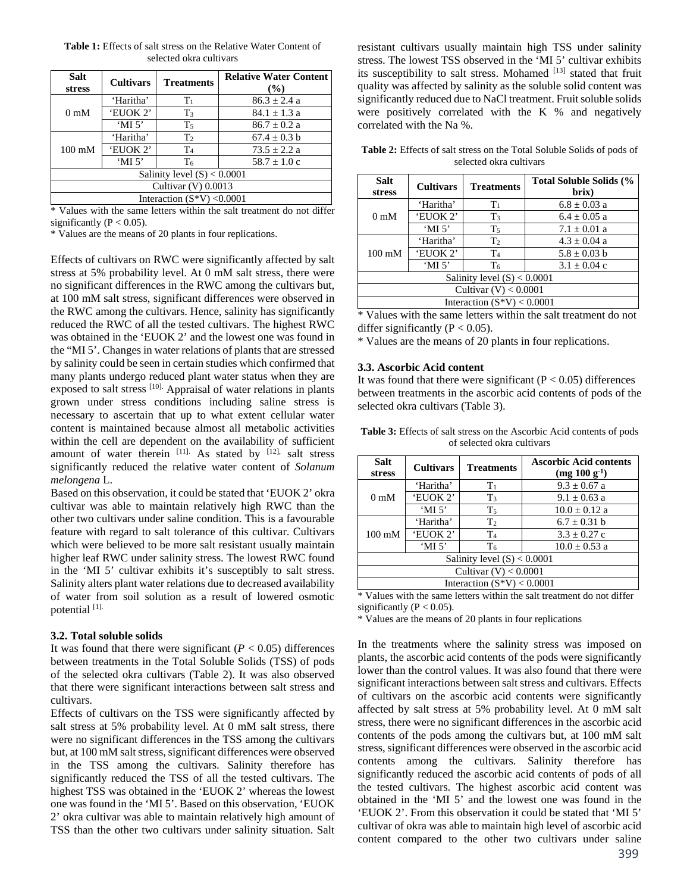**Table 1:** Effects of salt stress on the Relative Water Content of selected okra cultivars

| Salt stress | Cultivars | Treatments | Relative Water Content (%) |
|---|---|---|---|
| 0 mM | 'Haritha' | $T_1$ | 86.3 ± 2.4 a |
| | 'EUOK 2' | $T_3$ | 84.1 ± 1.3 a |
| | 'MI 5' | $T_5$ | 86.7 ± 0.2 a |
| 100 mM | 'Haritha' | $T_2$ | 67.4 ± 0.3 b |
| | 'EUOK 2' | $T_4$ | 73.5 ± 2.2 a |
| | 'MI 5' | $T_6$ | 58.7 ± 1.0 c |
| Salinity level (S) < 0.0001 | | | |
| Cultivar (V) 0.0013 | | | |
| Interaction (S*V) <0.0001 | | | |

* Values with the same letters within the salt treatment do not differ significantly ($P < 0.05$).
* Values are the means of 20 plants in four replications.

Effects of cultivars on RWC were significantly affected by salt stress at 5% probability level. At 0 mM salt stress, there were no significant differences in the RWC among the cultivars but, at 100 mM salt stress, significant differences were observed in the RWC among the cultivars. Hence, salinity has significantly reduced the RWC of all the tested cultivars. The highest RWC was obtained in the 'EUOK 2' and the lowest one was found in the "MI 5'. Changes in water relations of plants that are stressed by salinity could be seen in certain studies which confirmed that many plants undergo reduced plant water status when they are exposed to salt stress [10]. Appraisal of water relations in plants grown under stress conditions including saline stress is necessary to ascertain that up to what extent cellular water content is maintained because almost all metabolic activities within the cell are dependent on the availability of sufficient amount of water therein [11]. As stated by [12], salt stress significantly reduced the relative water content of *Solanum melongena* L.

Based on this observation, it could be stated that 'EUOK 2' okra cultivar was able to maintain relatively high RWC than the other two cultivars under saline condition. This is a favourable feature with regard to salt tolerance of this cultivar. Cultivars which were believed to be more salt resistant usually maintain higher leaf RWC under salinity stress. The lowest RWC found in the 'MI 5' cultivar exhibits it's susceptibility to salt stress. Salinity alters plant water relations due to decreased availability of water from soil solution as a result of lowered osmotic potential [1].

### 3.2. Total soluble solids

It was found that there were significant ($P < 0.05$) differences between treatments in the Total Soluble Solids (TSS) of pods of the selected okra cultivars (Table 2). It was also observed that there were significant interactions between salt stress and cultivars.

Effects of cultivars on the TSS were significantly affected by salt stress at 5% probability level. At 0 mM salt stress, there were no significant differences in the TSS among the cultivars but, at 100 mM salt stress, significant differences were observed in the TSS among the cultivars. Salinity therefore has significantly reduced the TSS of all the tested cultivars. The highest TSS was obtained in the 'EUOK 2' whereas the lowest one was found in the 'MI 5'. Based on this observation, 'EUOK 2' okra cultivar was able to maintain relatively high amount of TSS than the other two cultivars under salinity situation. Salt resistant cultivars usually maintain high TSS under salinity stress. The lowest TSS observed in the 'MI 5' cultivar exhibits its susceptibility to salt stress. Mohamed [13] stated that fruit quality was affected by salinity as the soluble solid content was significantly reduced due to NaCl treatment. Fruit soluble solids were positively correlated with the K % and negatively correlated with the Na %.

**Table 2:** Effects of salt stress on the Total Soluble Solids of pods of selected okra cultivars

| Salt stress | Cultivars | Treatments | Total Soluble Solids (% brix) |
|---|---|---|---|
| 0 mM | 'Haritha' | $T_1$ | 6.8 ± 0.03 a |
| | 'EUOK 2' | $T_3$ | 6.4 ± 0.05 a |
| | 'MI 5' | $T_5$ | 7.1 ± 0.01 a |
| 100 mM | 'Haritha' | $T_2$ | 4.3 ± 0.04 a |
| | 'EUOK 2' | $T_4$ | 5.8 ± 0.03 b |
| | 'MI 5' | $T_6$ | 3.1 ± 0.04 c |
| Salinity level (S) < 0.0001 | | | |
| Cultivar (V) < 0.0001 | | | |
| Interaction (S*V) < 0.0001 | | | |

* Values with the same letters within the salt treatment do not differ significantly ($P < 0.05$).
* Values are the means of 20 plants in four replications.

### 3.3. Ascorbic Acid content

It was found that there were significant ($P < 0.05$) differences between treatments in the ascorbic acid contents of pods of the selected okra cultivars (Table 3).

**Table 3:** Effects of salt stress on the Ascorbic Acid contents of pods of selected okra cultivars

| Salt stress | Cultivars | Treatments | Ascorbic Acid contents (mg 100 $g^{-1}$) |
|---|---|---|---|
| 0 mM | 'Haritha' | $T_1$ | 9.3 ± 0.67 a |
| | 'EUOK 2' | $T_3$ | 9.1 ± 0.63 a |
| | 'MI 5' | $T_5$ | 10.0 ± 0.12 a |
| 100 mM | 'Haritha' | $T_2$ | 6.7 ± 0.31 b |
| | 'EUOK 2' | $T_4$ | 3.3 ± 0.27 c |
| | 'MI 5' | $T_6$ | 10.0 ± 0.53 a |
| Salinity level (S) < 0.0001 | | | |
| Cultivar (V) < 0.0001 | | | |
| Interaction (S*V) < 0.0001 | | | |

* Values with the same letters within the salt treatment do not differ significantly ($P < 0.05$).
* Values are the means of 20 plants in four replications

In the treatments where the salinity stress was imposed on plants, the ascorbic acid contents of the pods were significantly lower than the control values. It was also found that there were significant interactions between salt stress and cultivars. Effects of cultivars on the ascorbic acid contents were significantly affected by salt stress at 5% probability level. At 0 mM salt stress, there were no significant differences in the ascorbic acid contents of the pods among the cultivars but, at 100 mM salt stress, significant differences were observed in the ascorbic acid contents among the cultivars. Salinity therefore has significantly reduced the ascorbic acid contents of pods of all the tested cultivars. The highest ascorbic acid content was obtained in the 'MI 5' and the lowest one was found in the 'EUOK 2'. From this observation it could be stated that 'MI 5' cultivar of okra was able to maintain high level of ascorbic acid content compared to the other two cultivars under saline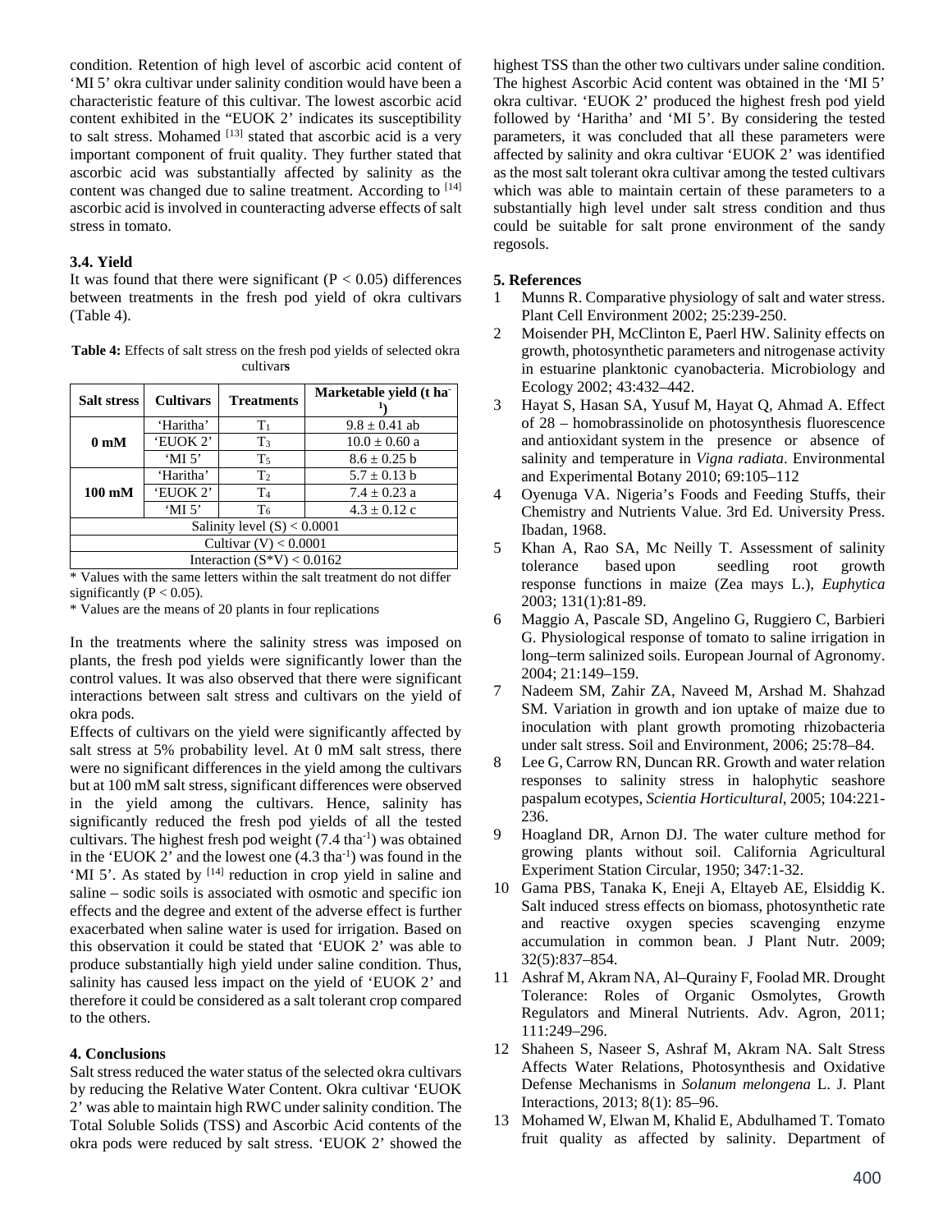condition. Retention of high level of ascorbic acid content of 'MI 5' okra cultivar under salinity condition would have been a characteristic feature of this cultivar. The lowest ascorbic acid content exhibited in the "EUOK 2' indicates its susceptibility to salt stress. Mohamed [13] stated that ascorbic acid is a very important component of fruit quality. They further stated that ascorbic acid was substantially affected by salinity as the content was changed due to saline treatment. According to [14] ascorbic acid is involved in counteracting adverse effects of salt stress in tomato.

### 3.4. Yield

It was found that there were significant ($P < 0.05$) differences between treatments in the fresh pod yield of okra cultivars (Table 4).

**Table 4:** Effects of salt stress on the fresh pod yields of selected okra cultivars

| Salt stress | Cultivars | Treatments | Marketable yield (t ha$^{-1}$) |
|---|---|---|---|
| **0 mM** | 'Haritha' | $T_1$ | 9.8 ± 0.41 ab |
| | 'EUOK 2' | $T_3$ | 10.0 ± 0.60 a |
| | 'MI 5' | $T_5$ | 8.6 ± 0.25 b |
| **100 mM** | 'Haritha' | $T_2$ | 5.7 ± 0.13 b |
| | 'EUOK 2' | $T_4$ | 7.4 ± 0.23 a |
| | 'MI 5' | $T_6$ | 4.3 ± 0.12 c |
| Salinity level (S) < 0.0001 | | | |
| Cultivar (V) < 0.0001 | | | |
| Interaction (S*V) < 0.0162 | | | |

* Values with the same letters within the salt treatment do not differ significantly ($P < 0.05$).

* Values are the means of 20 plants in four replications

In the treatments where the salinity stress was imposed on plants, the fresh pod yields were significantly lower than the control values. It was also observed that there were significant interactions between salt stress and cultivars on the yield of okra pods.

Effects of cultivars on the yield were significantly affected by salt stress at 5% probability level. At 0 mM salt stress, there were no significant differences in the yield among the cultivars but at 100 mM salt stress, significant differences were observed in the yield among the cultivars. Hence, salinity has significantly reduced the fresh pod yields of all the tested cultivars. The highest fresh pod weight (7.4 tha$^{-1}$) was obtained in the 'EUOK 2' and the lowest one (4.3 tha$^{-1}$) was found in the 'MI 5'. As stated by [14] reduction in crop yield in saline and saline – sodic soils is associated with osmotic and specific ion effects and the degree and extent of the adverse effect is further exacerbated when saline water is used for irrigation. Based on this observation it could be stated that 'EUOK 2' was able to produce substantially high yield under saline condition. Thus, salinity has caused less impact on the yield of 'EUOK 2' and therefore it could be considered as a salt tolerant crop compared to the others.

## 4. Conclusions

Salt stress reduced the water status of the selected okra cultivars by reducing the Relative Water Content. Okra cultivar 'EUOK 2' was able to maintain high RWC under salinity condition. The Total Soluble Solids (TSS) and Ascorbic Acid contents of the okra pods were reduced by salt stress. 'EUOK 2' showed the highest TSS than the other two cultivars under saline condition. The highest Ascorbic Acid content was obtained in the 'MI 5' okra cultivar. 'EUOK 2' produced the highest fresh pod yield followed by 'Haritha' and 'MI 5'. By considering the tested parameters, it was concluded that all these parameters were affected by salinity and okra cultivar 'EUOK 2' was identified as the most salt tolerant okra cultivar among the tested cultivars which was able to maintain certain of these parameters to a substantially high level under salt stress condition and thus could be suitable for salt prone environment of the sandy regosols.

## 5. References

1. Munns R. Comparative physiology of salt and water stress. Plant Cell Environment 2002; 25:239-250.
2. Moisender PH, McClinton E, Paerl HW. Salinity effects on growth, photosynthetic parameters and nitrogenase activity in estuarine planktonic cyanobacteria. Microbiology and Ecology 2002; 43:432–442.
3. Hayat S, Hasan SA, Yusuf M, Hayat Q, Ahmad A. Effect of 28 – homobrassinolide on photosynthesis fluorescence and antioxidant system in the presence or absence of salinity and temperature in *Vigna radiata*. Environmental and Experimental Botany 2010; 69:105–112
4. Oyenuga VA. Nigeria's Foods and Feeding Stuffs, their Chemistry and Nutrients Value. 3rd Ed. University Press. Ibadan, 1968.
5. Khan A, Rao SA, Mc Neilly T. Assessment of salinity tolerance based upon seedling root growth response functions in maize (Zea mays L.), *Euphytica* 2003; 131(1):81-89.
6. Maggio A, Pascale SD, Angelino G, Ruggiero C, Barbieri G. Physiological response of tomato to saline irrigation in long–term salinized soils. European Journal of Agronomy. 2004; 21:149–159.
7. Nadeem SM, Zahir ZA, Naveed M, Arshad M. Shahzad SM. Variation in growth and ion uptake of maize due to inoculation with plant growth promoting rhizobacteria under salt stress. Soil and Environment, 2006; 25:78–84.
8. Lee G, Carrow RN, Duncan RR. Growth and water relation responses to salinity stress in halophytic seashore paspalum ecotypes, *Scientia Horticultural*, 2005; 104:221-236.
9. Hoagland DR, Arnon DJ. The water culture method for growing plants without soil. California Agricultural Experiment Station Circular, 1950; 347:1-32.
10. Gama PBS, Tanaka K, Eneji A, Eltayeb AE, Elsiddig K. Salt induced stress effects on biomass, photosynthetic rate and reactive oxygen species scavenging enzyme accumulation in common bean. J Plant Nutr. 2009; 32(5):837–854.
11. Ashraf M, Akram NA, Al–Qurainy F, Foolad MR. Drought Tolerance: Roles of Organic Osmolytes, Growth Regulators and Mineral Nutrients. Adv. Agron, 2011; 111:249–296.
12. Shaheen S, Naseer S, Ashraf M, Akram NA. Salt Stress Affects Water Relations, Photosynthesis and Oxidative Defense Mechanisms in *Solanum melongena* L. J. Plant Interactions, 2013; 8(1): 85–96.
13. Mohamed W, Elwan M, Khalid E, Abdulhamed T. Tomato fruit quality as affected by salinity. Department of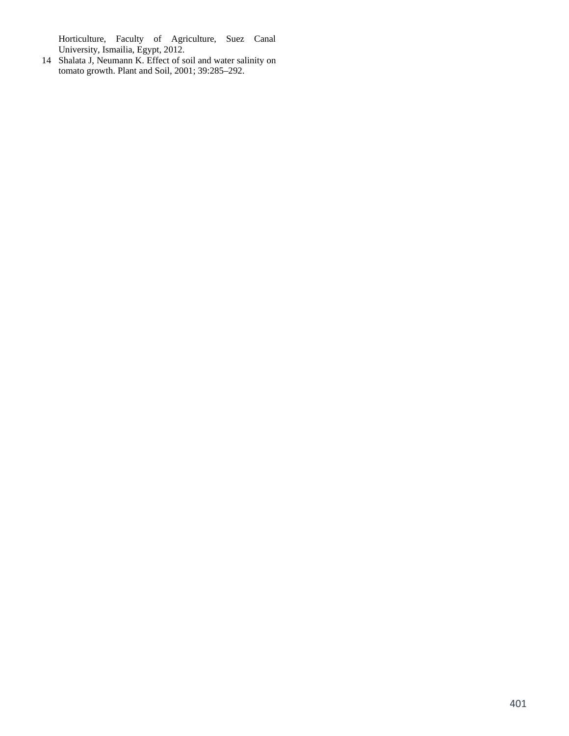Horticulture, Faculty of Agriculture, Suez Canal University, Ismailia, Egypt, 2012.

14 Shalata J, Neumann K. Effect of soil and water salinity on tomato growth. Plant and Soil, 2001; 39:285–292.